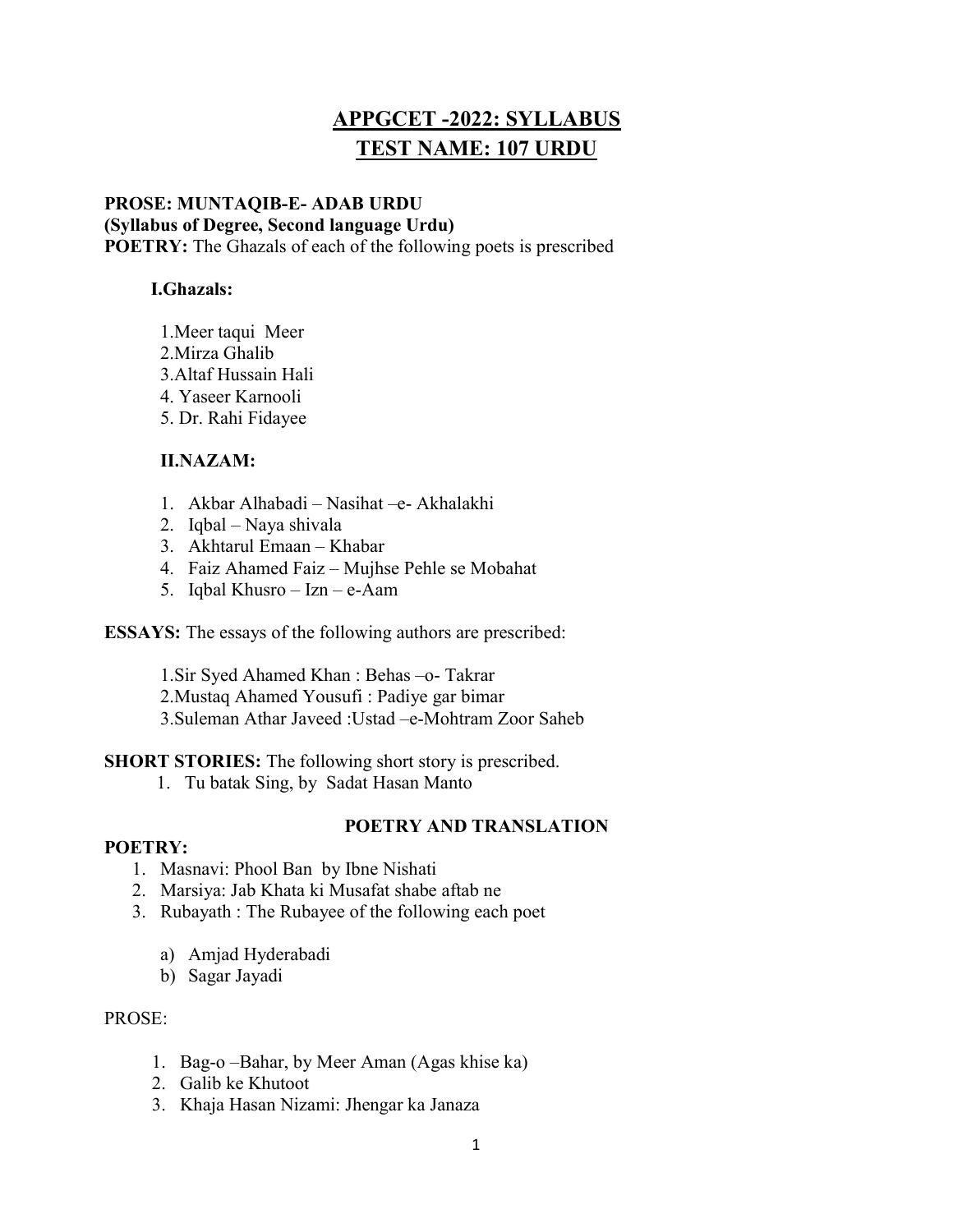# APPGCET -2022: SYLLABUS
# TEST NAME: 107 URDU

**PROSE: MUNTAQIB-E- ADAB URDU**
**(Syllabus of Degree, Second language Urdu)**
**POETRY:** The Ghazals of each of the following poets is prescribed

**I.Ghazals:**

1.Meer taqui Meer
2.Mirza Ghalib
3.Altaf Hussain Hali
4. Yaseer Karnooli
5. Dr. Rahi Fidayee

**II.NAZAM:**

1. Akbar Alhabadi – Nasihat –e- Akhalakhi
2. Iqbal – Naya shivala
3. Akhtarul Emaan – Khabar
4. Faiz Ahamed Faiz – Mujhse Pehle se Mobahat
5. Iqbal Khusro – Izn – e-Aam

**ESSAYS:** The essays of the following authors are prescribed:

1.Sir Syed Ahamed Khan : Behas –o- Takrar
2.Mustaq Ahamed Yousufi : Padiye gar bimar
3.Suleman Athar Javeed :Ustad –e-Mohtram Zoor Saheb

**SHORT STORIES:** The following short story is prescribed.

1. Tu batak Sing, by Sadat Hasan Manto

## POETRY AND TRANSLATION

**POETRY:**

1. Masnavi: Phool Ban by Ibne Nishati
2. Marsiya: Jab Khata ki Musafat shabe aftab ne
3. Rubayath : The Rubayee of the following each poet
   a) Amjad Hyderabadi
   b) Sagar Jayadi

PROSE:

1. Bag-o –Bahar, by Meer Aman (Agas khise ka)
2. Galib ke Khutoot
3. Khaja Hasan Nizami: Jhengar ka Janaza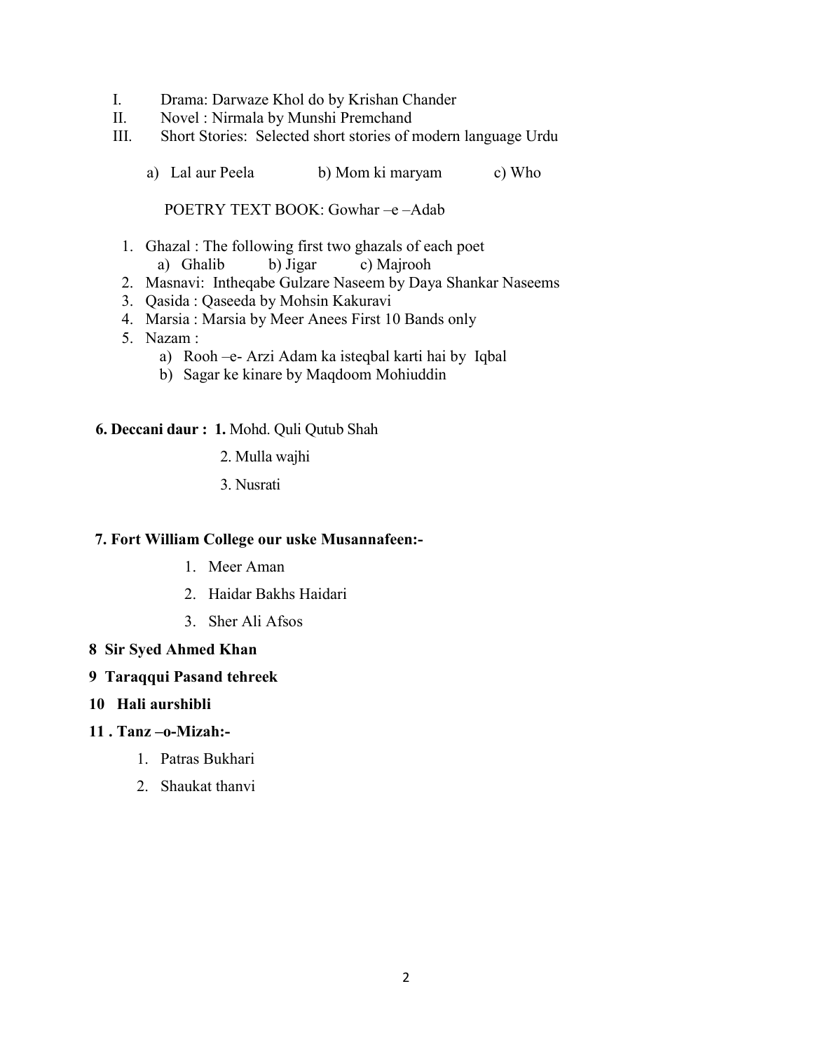I. Drama: Darwaze Khol do by Krishan Chander
II. Novel : Nirmala by Munshi Premchand
III. Short Stories: Selected short stories of modern language Urdu

a) Lal aur Peela b) Mom ki maryam c) Who

POETRY TEXT BOOK: Gowhar –e –Adab

1. Ghazal : The following first two ghazals of each poet
   a) Ghalib b) Jigar c) Majrooh
2. Masnavi: Intheqabe Gulzare Naseem by Daya Shankar Naseems
3. Qasida : Qaseeda by Mohsin Kakuravi
4. Marsia : Marsia by Meer Anees First 10 Bands only
5. Nazam :
   a) Rooh –e- Arzi Adam ka isteqbal karti hai by Iqbal
   b) Sagar ke kinare by Maqdoom Mohiuddin

**6. Deccani daur : 1.** Mohd. Quli Qutub Shah

2. Mulla wajhi

3. Nusrati

**7. Fort William College our uske Musannafeen:-**

1. Meer Aman
2. Haidar Bakhs Haidari
3. Sher Ali Afsos

**8 Sir Syed Ahmed Khan**

**9 Taraqqui Pasand tehreek**

**10 Hali aurshibli**

**11 . Tanz –o-Mizah:-**

1. Patras Bukhari
2. Shaukat thanvi